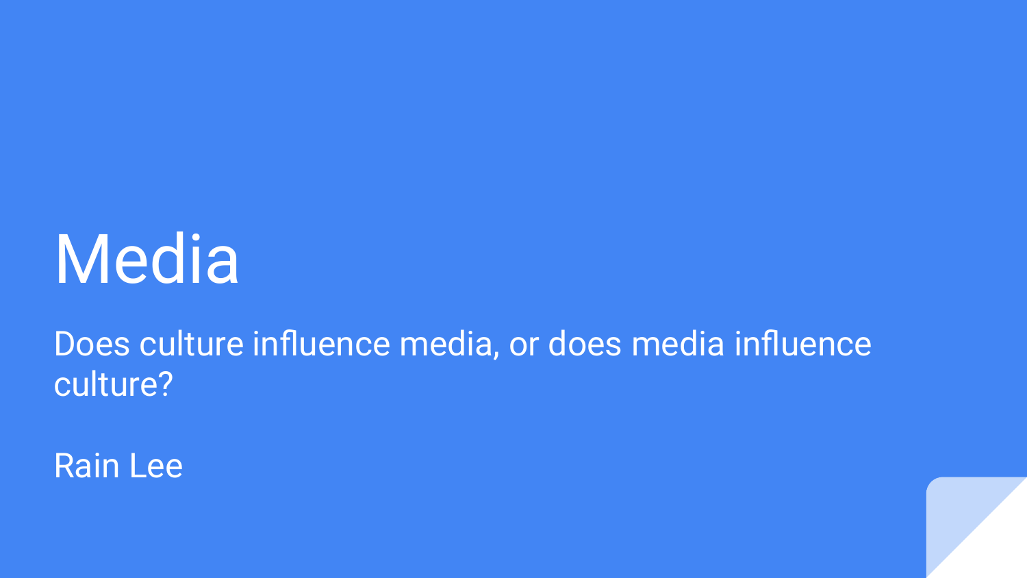# Media

Does culture influence media, or does media influence culture?

Rain Lee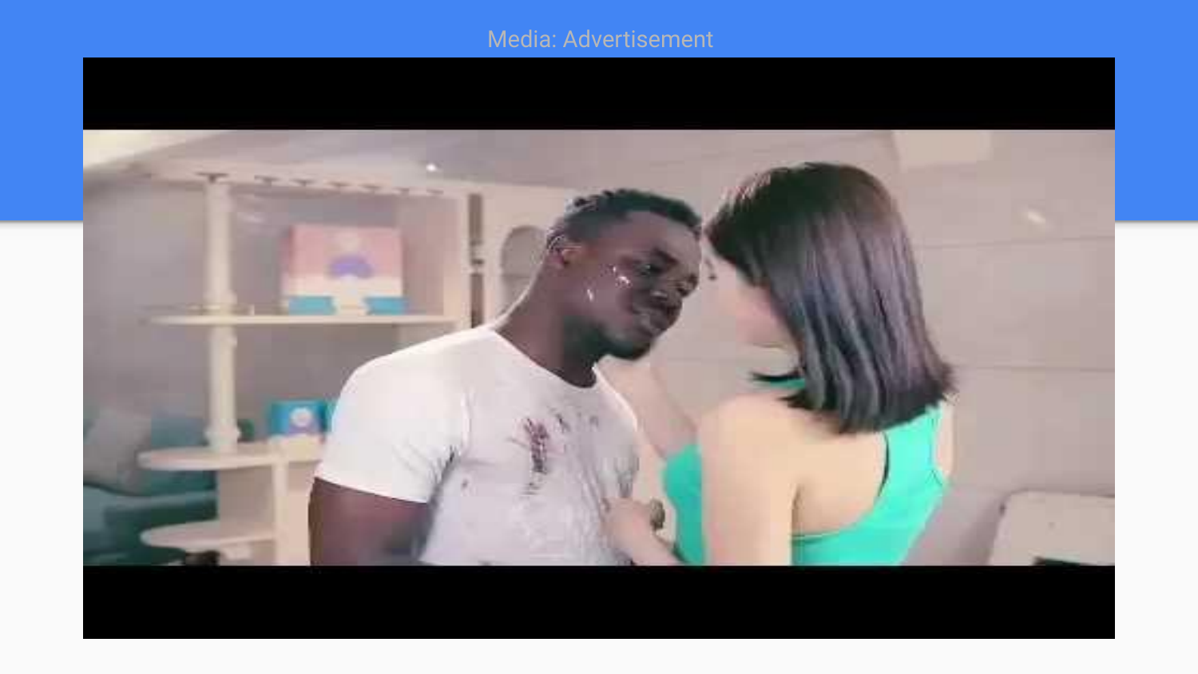# Media: Advertisement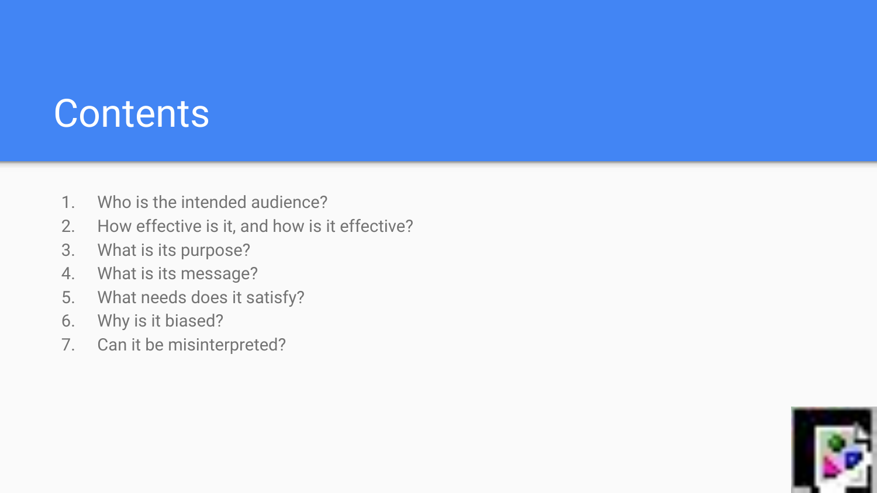# Contents

1. Who is the intended audience?
2. How effective is it, and how is it effective?
3. What is its purpose?
4. What is its message?
5. What needs does it satisfy?
6. Why is it biased?
7. Can it be misinterpreted?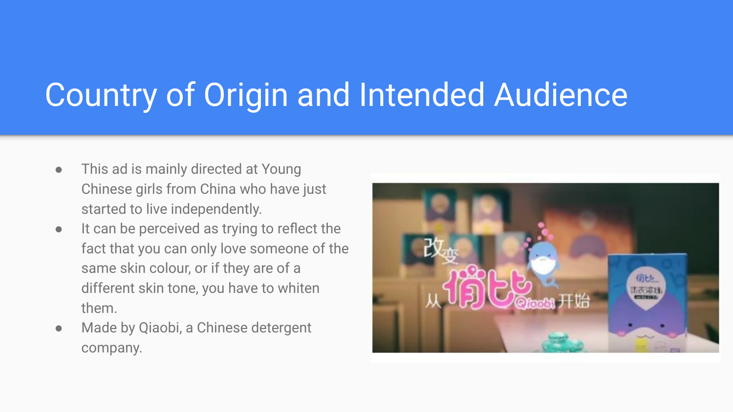# Country of Origin and Intended Audience

- This ad is mainly directed at Young Chinese girls from China who have just started to live independently.
- It can be perceived as trying to reflect the fact that you can only love someone of the same skin colour, or if they are of a different skin tone, you have to whiten them.
- Made by Qiaobi, a Chinese detergent company.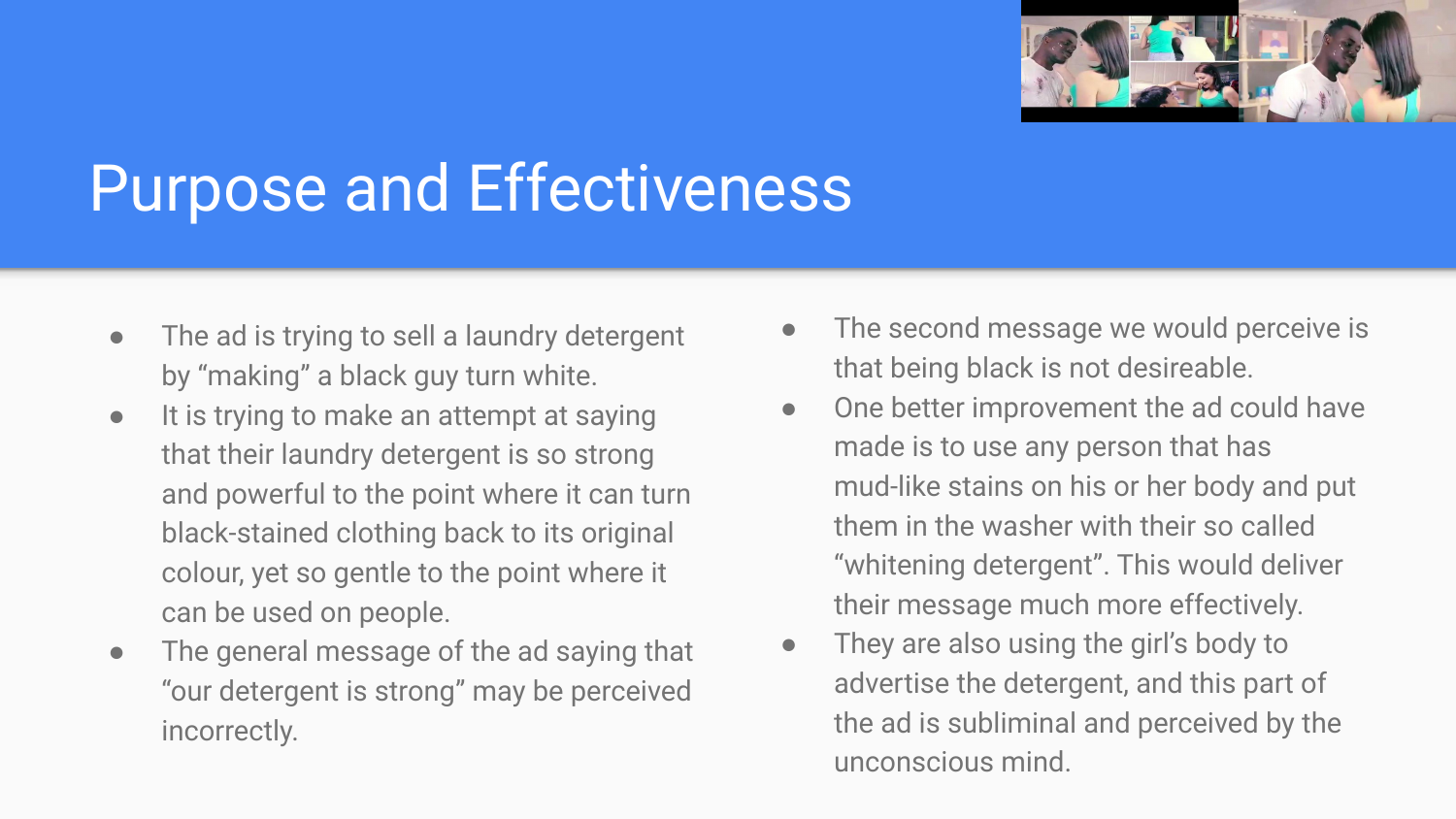# Purpose and Effectiveness

- The ad is trying to sell a laundry detergent by “making” a black guy turn white.
- It is trying to make an attempt at saying that their laundry detergent is so strong and powerful to the point where it can turn black-stained clothing back to its original colour, yet so gentle to the point where it can be used on people.
- The general message of the ad saying that “our detergent is strong” may be perceived incorrectly.
- The second message we would perceive is that being black is not desireable.
- One better improvement the ad could have made is to use any person that has mud-like stains on his or her body and put them in the washer with their so called “whitening detergent”. This would deliver their message much more effectively.
- They are also using the girl’s body to advertise the detergent, and this part of the ad is subliminal and perceived by the unconscious mind.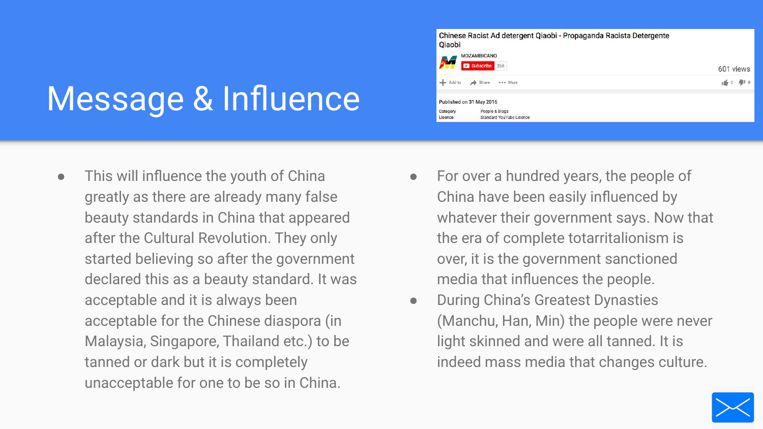# Message & Influence

Chinese Racist Ad detergent Qiaobi - Propaganda Racista Detergente Qiaobi

MOZAMBICANO

Subscribe 258

601 views

Add to Share More 0 0

Published on 31 May 2016

Category People & Blogs

Licence Standard YouTube Licence

- This will influence the youth of China greatly as there are already many false beauty standards in China that appeared after the Cultural Revolution. They only started believing so after the government declared this as a beauty standard. It was acceptable and it is always been acceptable for the Chinese diaspora (in Malaysia, Singapore, Thailand etc.) to be tanned or dark but it is completely unacceptable for one to be so in China.
- For over a hundred years, the people of China have been easily influenced by whatever their government says. Now that the era of complete totarritalionism is over, it is the government sanctioned media that influences the people.
- During China's Greatest Dynasties (Manchu, Han, Min) the people were never light skinned and were all tanned. It is indeed mass media that changes culture.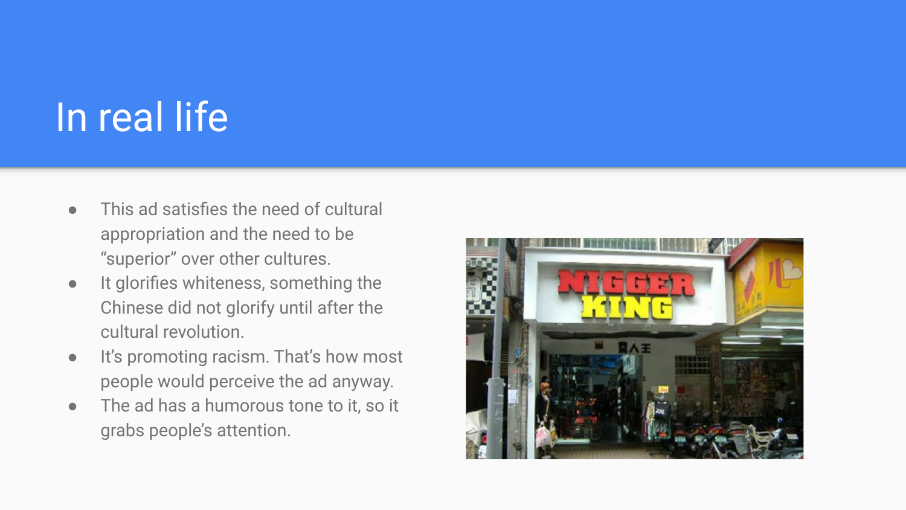# In real life

- This ad satisfies the need of cultural appropriation and the need to be "superior" over other cultures.
- It glorifies whiteness, something the Chinese did not glorify until after the cultural revolution.
- It's promoting racism. That's how most people would perceive the ad anyway.
- The ad has a humorous tone to it, so it grabs people's attention.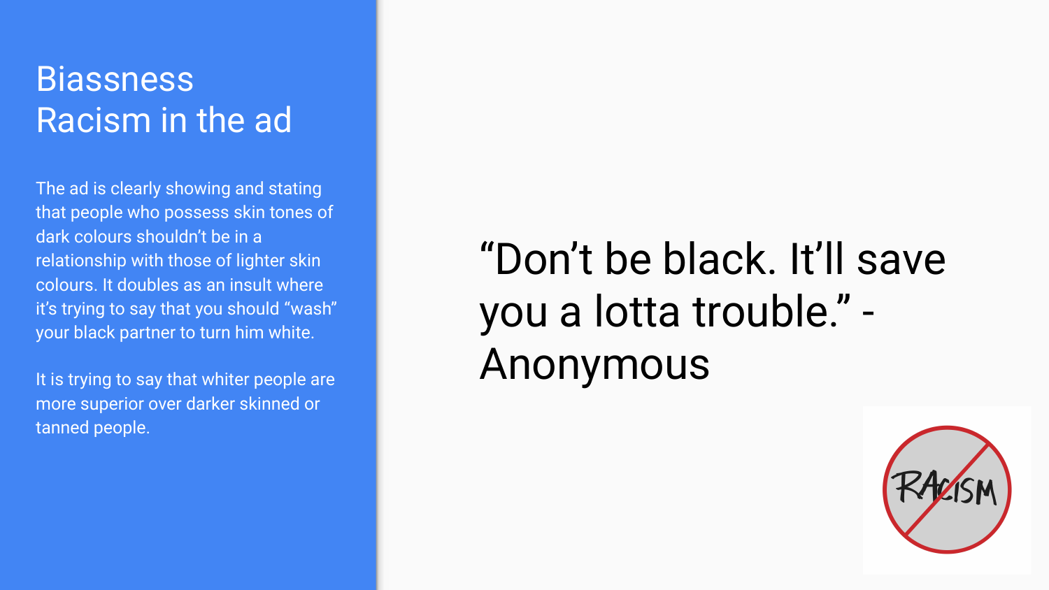# Biassness
# Racism in the ad

The ad is clearly showing and stating that people who possess skin tones of dark colours shouldn't be in a relationship with those of lighter skin colours. It doubles as an insult where it's trying to say that you should "wash" your black partner to turn him white.

It is trying to say that whiter people are more superior over darker skinned or tanned people.

"Don't be black. It'll save you a lotta trouble." - Anonymous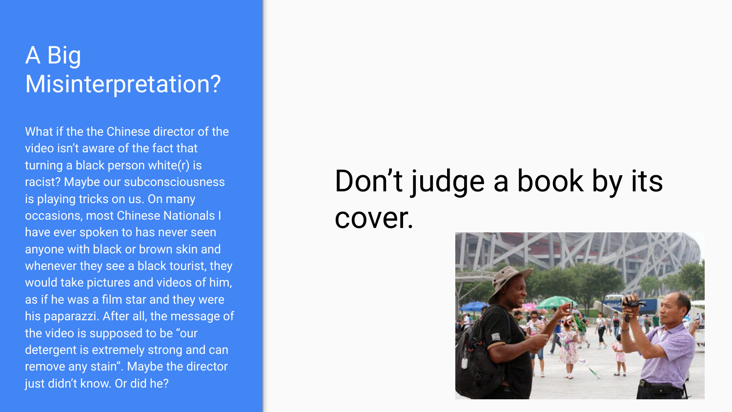# A Big Misinterpretation?

What if the the Chinese director of the video isn't aware of the fact that turning a black person white(r) is racist? Maybe our subconsciousness is playing tricks on us. On many occasions, most Chinese Nationals I have ever spoken to has never seen anyone with black or brown skin and whenever they see a black tourist, they would take pictures and videos of him, as if he was a film star and they were his paparazzi. After all, the message of the video is supposed to be "our detergent is extremely strong and can remove any stain". Maybe the director just didn't know. Or did he?

Don't judge a book by its cover.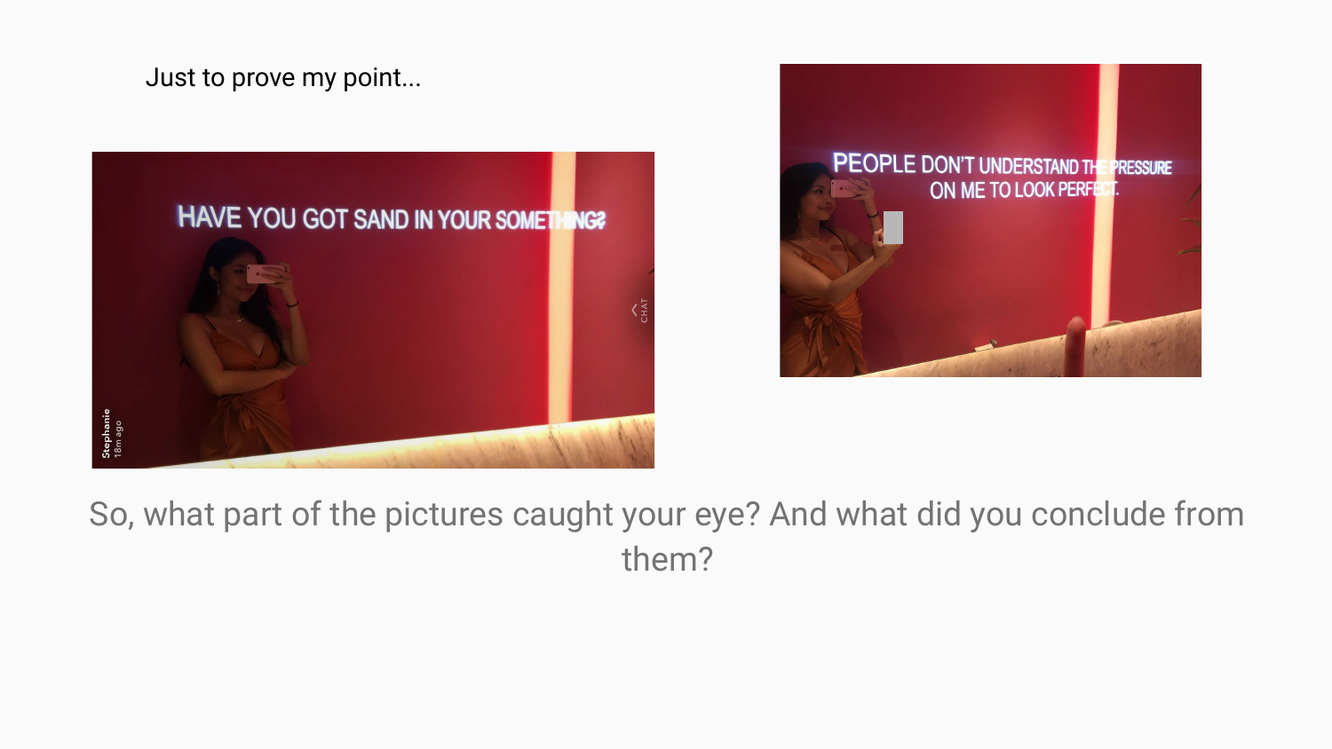Just to prove my point...

So, what part of the pictures caught your eye? And what did you conclude from them?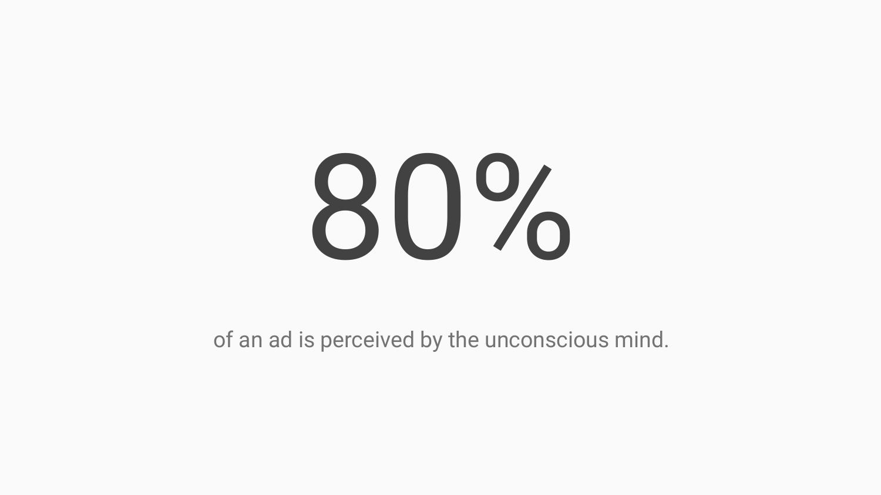# 80%

of an ad is perceived by the unconscious mind.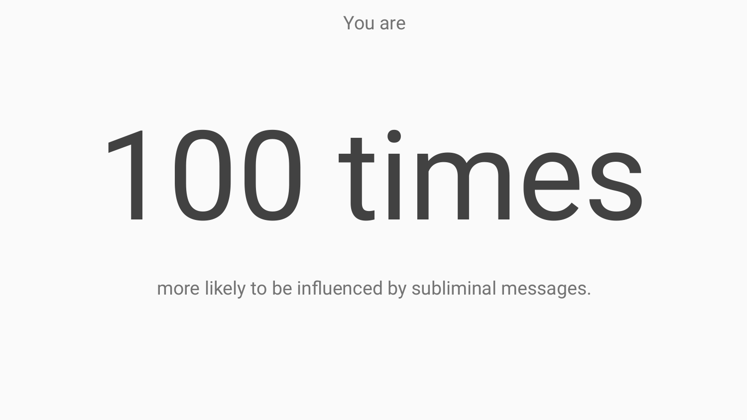You are

# 100 times

more likely to be influenced by subliminal messages.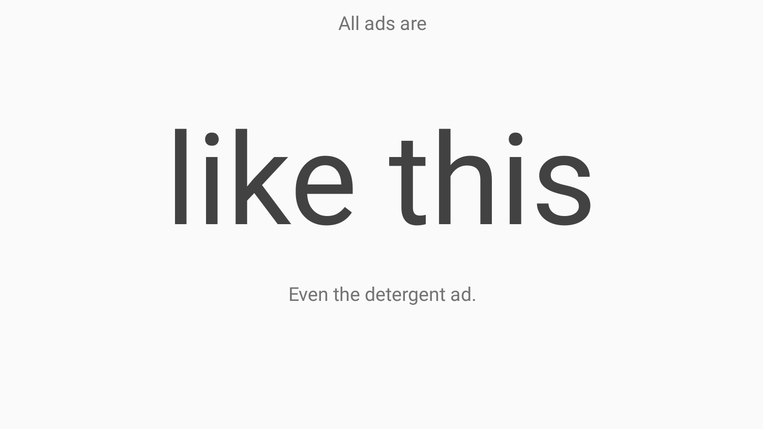All ads are

# like this

Even the detergent ad.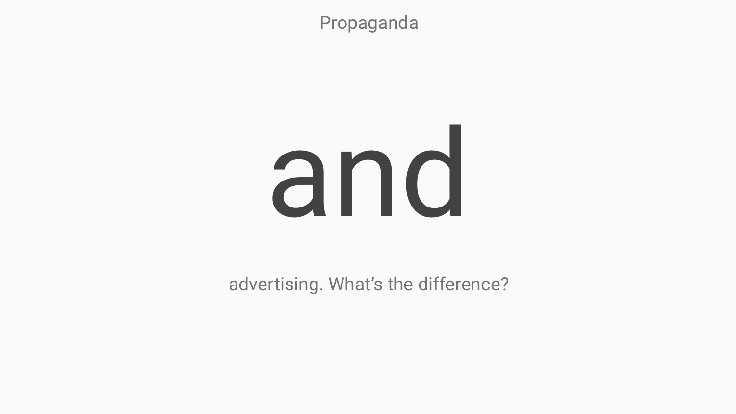Propaganda

# and

advertising. What’s the difference?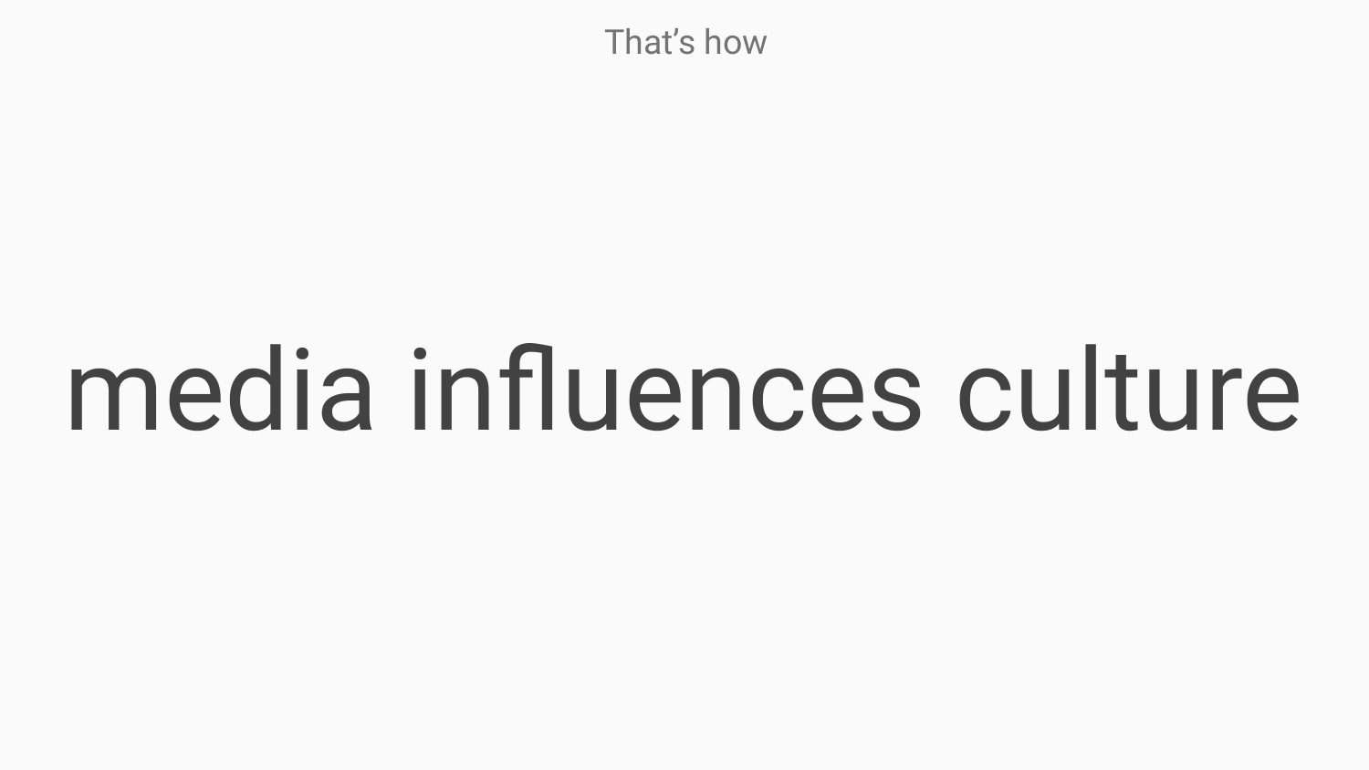That’s how

# media influences culture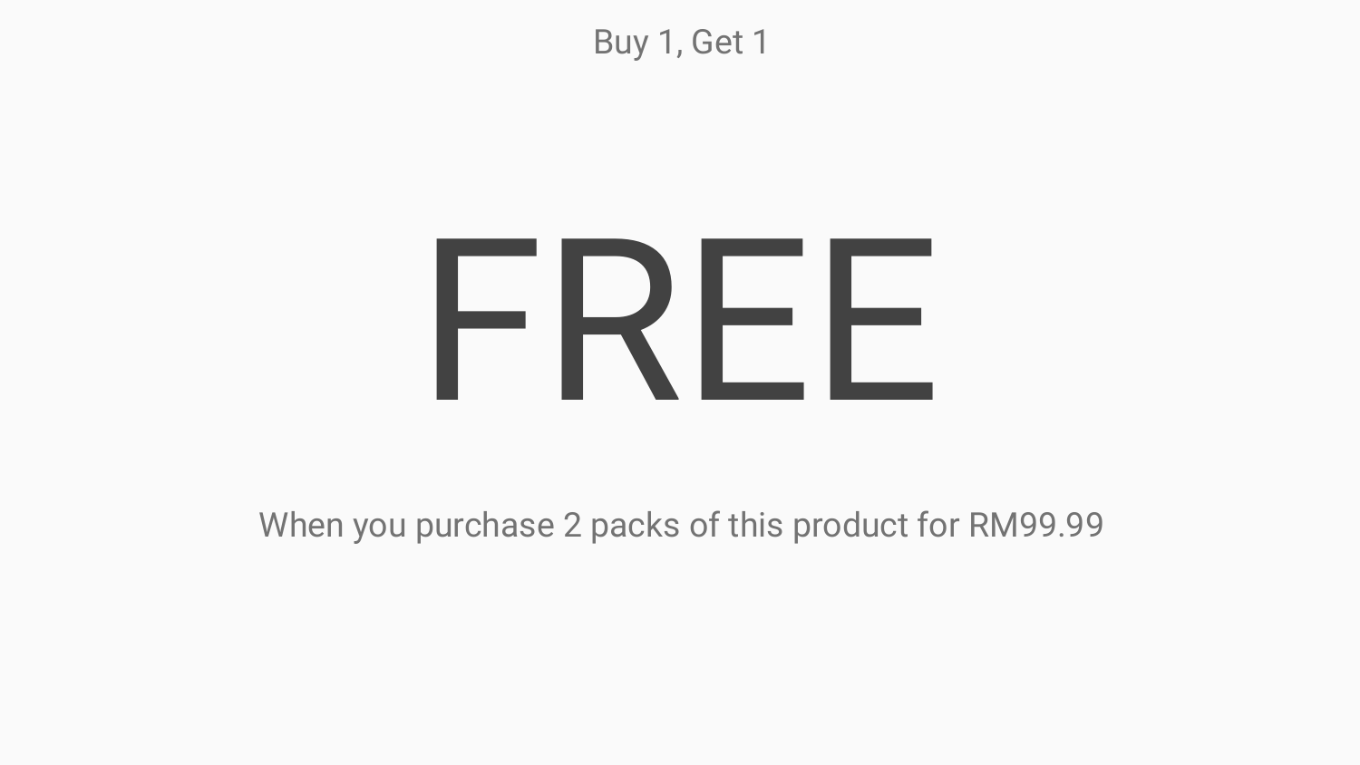Buy 1, Get 1

# FREE

When you purchase 2 packs of this product for RM99.99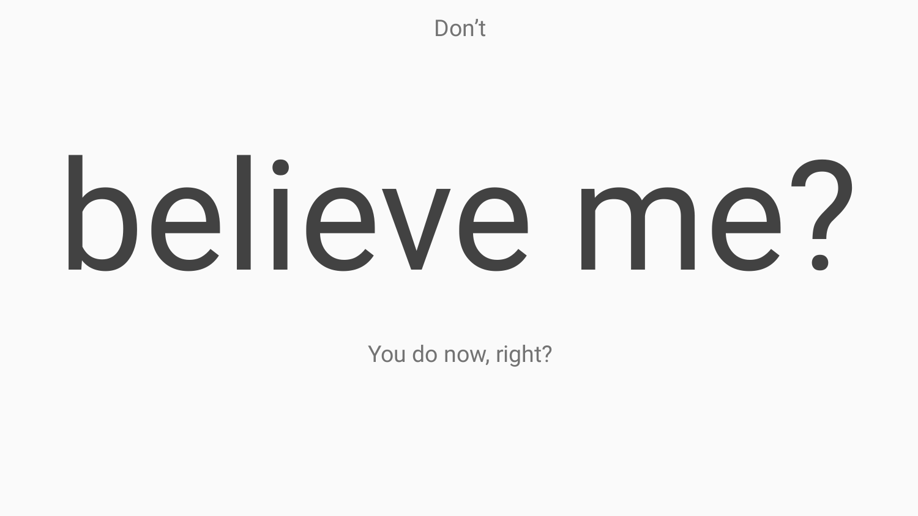Don’t

# believe me?

You do now, right?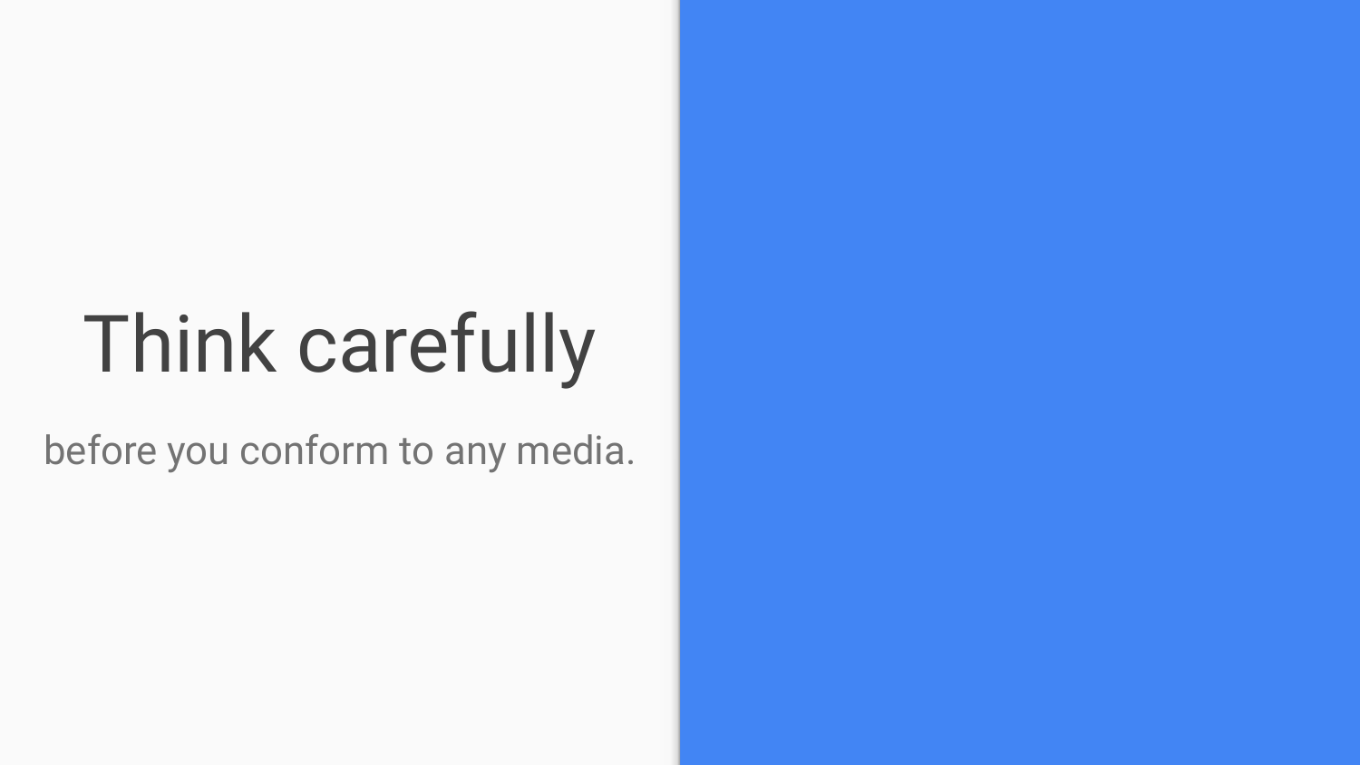# Think carefully

before you conform to any media.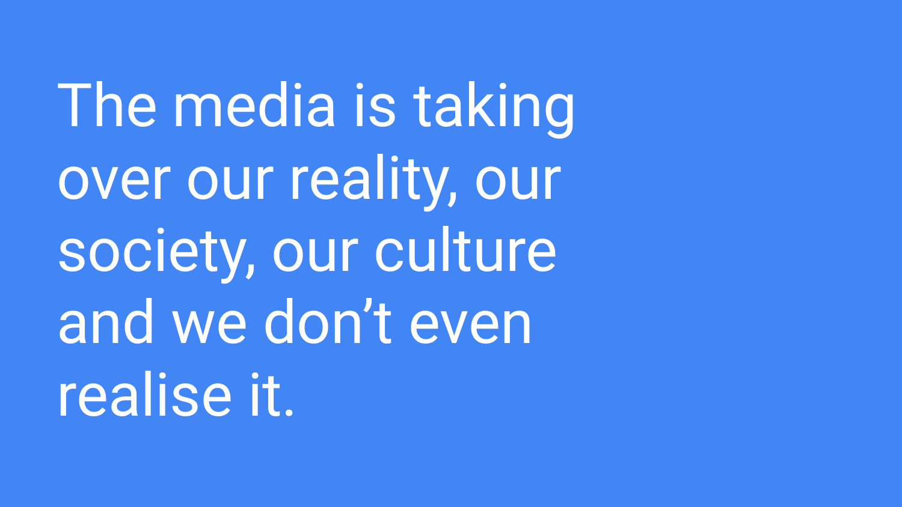The media is taking over our reality, our society, our culture and we don’t even realise it.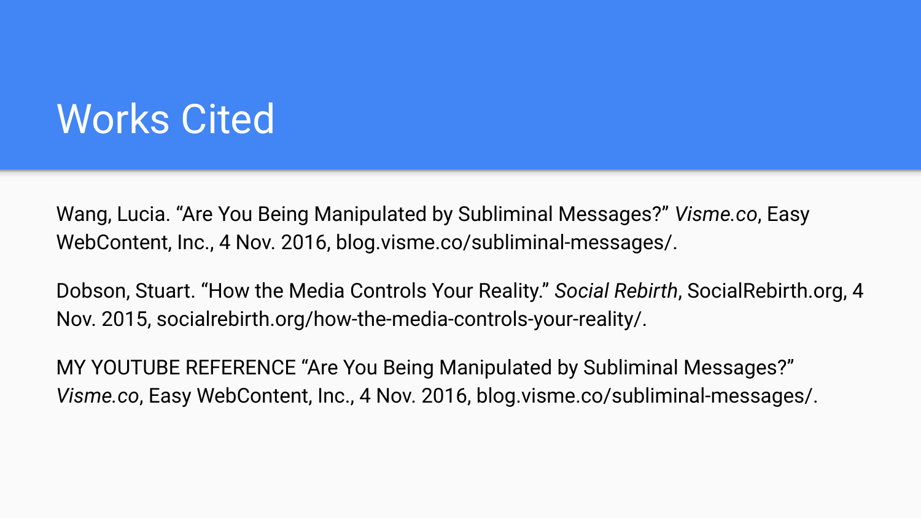# Works Cited

Wang, Lucia. “Are You Being Manipulated by Subliminal Messages?” *Visme.co*, Easy WebContent, Inc., 4 Nov. 2016, blog.visme.co/subliminal-messages/.

Dobson, Stuart. “How the Media Controls Your Reality.” *Social Rebirth*, SocialRebirth.org, 4 Nov. 2015, socialrebirth.org/how-the-media-controls-your-reality/.

MY YOUTUBE REFERENCE “Are You Being Manipulated by Subliminal Messages?” *Visme.co*, Easy WebContent, Inc., 4 Nov. 2016, blog.visme.co/subliminal-messages/.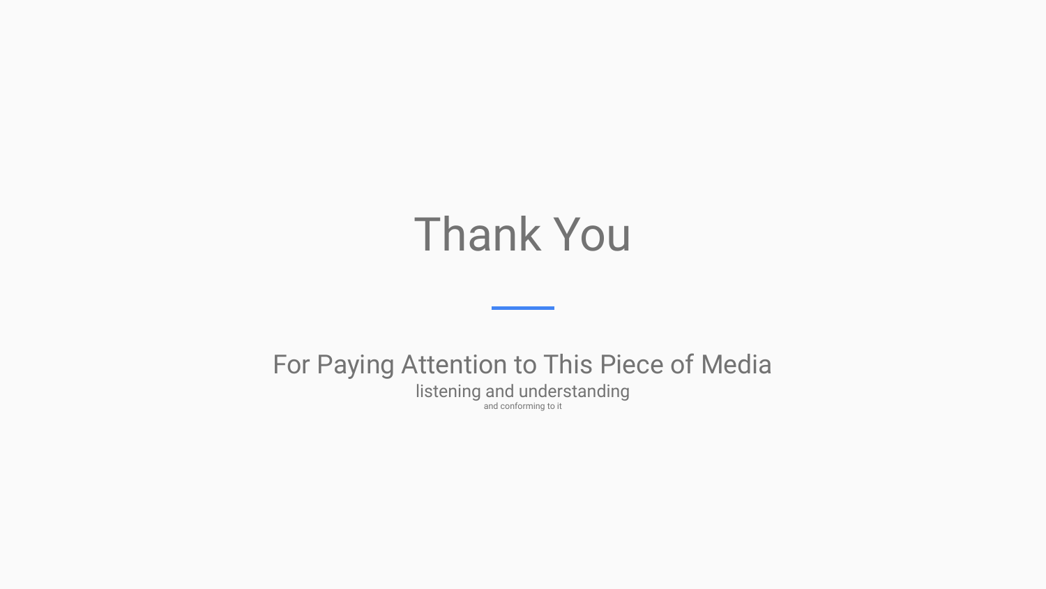# Thank You

For Paying Attention to This Piece of Media

listening and understanding

and conforming to it